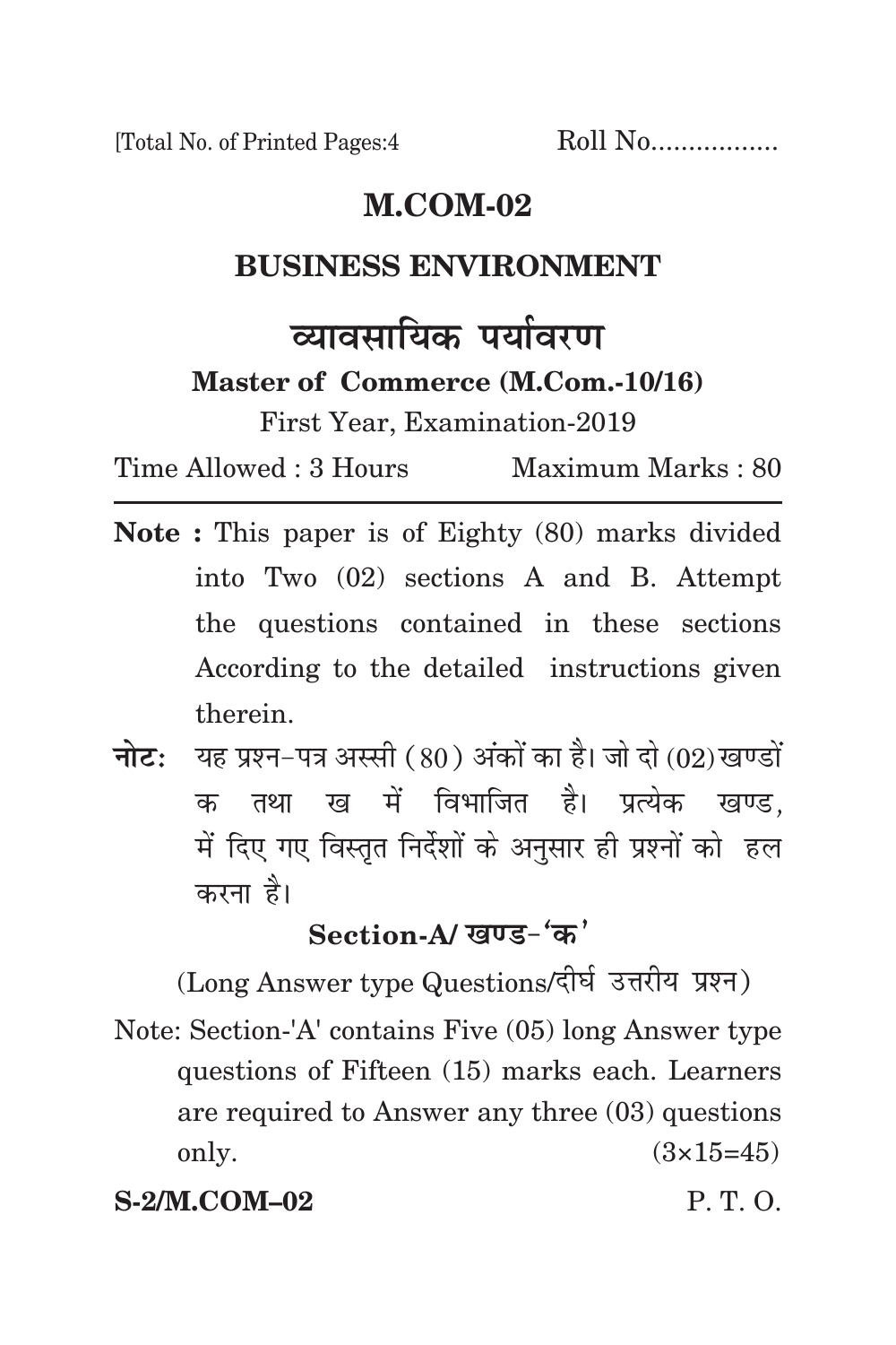[Total No. of Printed Pages:4 Roll No.................

# M.COM-02

## BUSINESS ENVIRONMENT

## व्यावसायिक पर्यावरण

**Master of Commerce (M.Com.-10/16)**

First Year, Examination-2019

Time Allowed : 3 Hours Maximum Marks : 80

---

**Note :** This paper is of Eighty (80) marks divided into Two (02) sections A and B. Attempt the questions contained in these sections According to the detailed instructions given therein.

**नोट:** यह प्रश्न–पत्र अस्सी (80) अंकों का है। जो दो (02) खण्डों क तथा ख में विभाजित है। प्रत्येक खण्ड, में दिए गए विस्तृत निर्देशों के अनुसार ही प्रश्नों को हल करना है।

### Section-A/ खण्ड-'क'

(Long Answer type Questions/दीर्घ उत्तरीय प्रश्न)

Note: Section-'A' contains Five (05) long Answer type questions of Fifteen (15) marks each. Learners are required to Answer any three (03) questions only. (3×15=45)

**S-2/M.COM–02** P. T. O.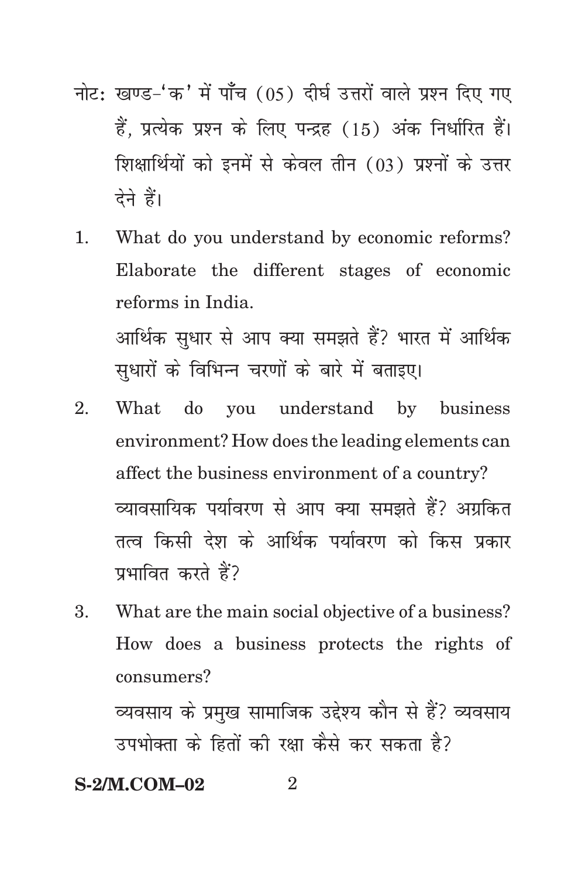नोट: खण्ड-'क' में पाँच (05) दीर्घ उत्तरों वाले प्रश्न दिए गए हैं, प्रत्येक प्रश्न के लिए पन्द्रह (15) अंक निर्धारित हैं। शिक्षार्थियों को इनमें से केवल तीन (03) प्रश्नों के उत्तर देने हैं।

1. What do you understand by economic reforms? Elaborate the different stages of economic reforms in India.

   आर्थिक सुधार से आप क्या समझते हैं? भारत में आर्थिक सुधारों के विभिन्न चरणों के बारे में बताइए।

2. What do you understand by business environment? How does the leading elements can affect the business environment of a country?

   व्यावसायिक पर्यावरण से आप क्या समझते हैं? अग्रकित तत्व किसी देश के आर्थिक पर्यावरण को किस प्रकार प्रभावित करते हैं?

3. What are the main social objective of a business? How does a business protects the rights of consumers?

   व्यवसाय के प्रमुख सामाजिक उद्देश्य कौन से हैं? व्यवसाय उपभोक्ता के हितों की रक्षा कैसे कर सकता है?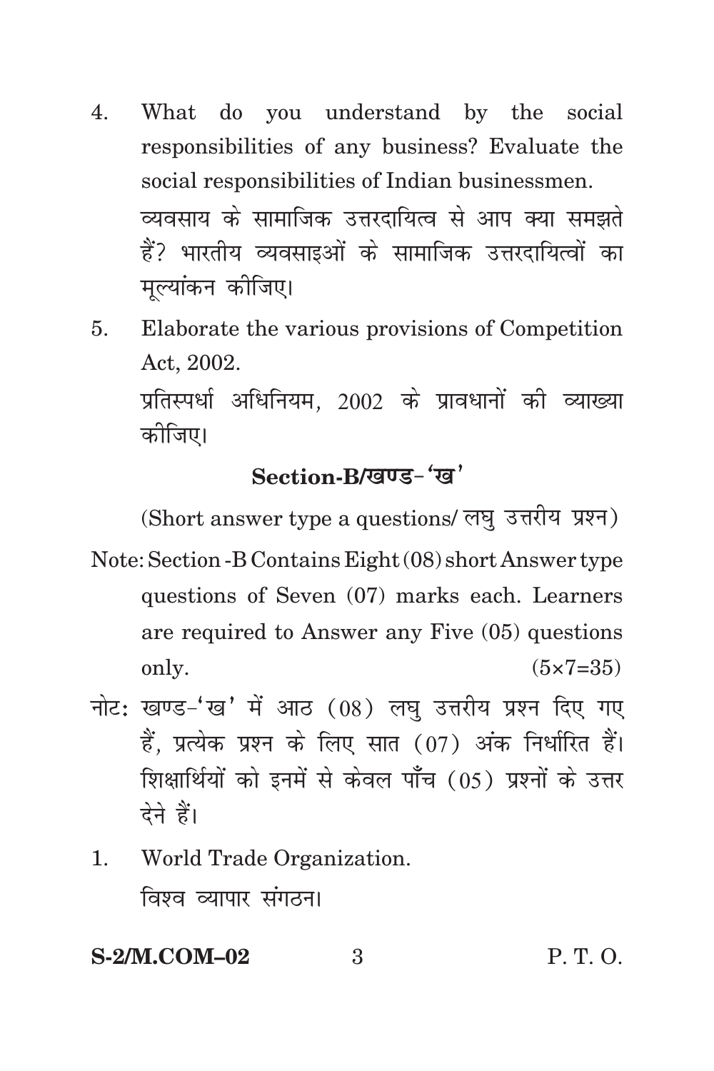4. What do you understand by the social responsibilities of any business? Evaluate the social responsibilities of Indian businessmen.

   व्यवसाय के सामाजिक उत्तरदायित्व से आप क्या समझते हैं? भारतीय व्यवसाइओं के सामाजिक उत्तरदायित्वों का मूल्यांकन कीजिए।

5. Elaborate the various provisions of Competition Act, 2002.

   प्रतिस्पर्धा अधिनियम, 2002 के प्रावधानों की व्याख्या कीजिए।

## Section-B/खण्ड-'ख'

(Short answer type a questions/ लघु उत्तरीय प्रश्न)

Note: Section -B Contains Eight (08) short Answer type questions of Seven (07) marks each. Learners are required to Answer any Five (05) questions only. (5×7=35)

नोटः खण्ड-'ख' में आठ (08) लघु उत्तरीय प्रश्न दिए गए हैं, प्रत्येक प्रश्न के लिए सात (07) अंक निर्धारित हैं। शिक्षार्थियों को इनमें से केवल पाँच (05) प्रश्नों के उत्तर देने हैं।

1. World Trade Organization.

   विश्व व्यापार संगठन।

S-2/M.COM–02 P. T. O.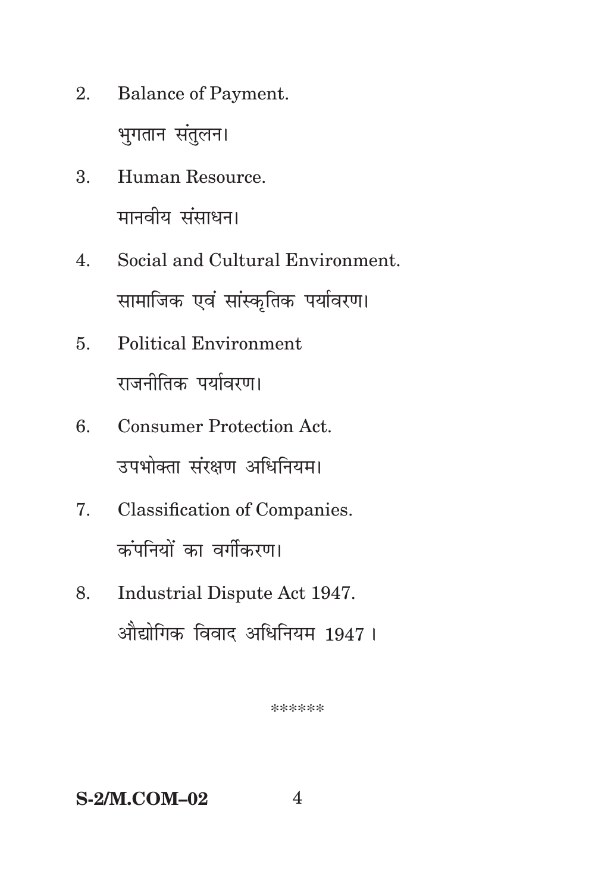2. Balance of Payment.

   भुगतान संतुलन।

3. Human Resource.

   मानवीय संसाधन।

4. Social and Cultural Environment.

   सामाजिक एवं सांस्कृतिक पर्यावरण।

5. Political Environment

   राजनीतिक पर्यावरण।

6. Consumer Protection Act.

   उपभोक्ता संरक्षण अधिनियम।

7. Classification of Companies.

   कंपनियों का वर्गीकरण।

8. Industrial Dispute Act 1947.

   औद्योगिक विवाद अधिनियम 1947।

******

**S-2/M.COM–02**